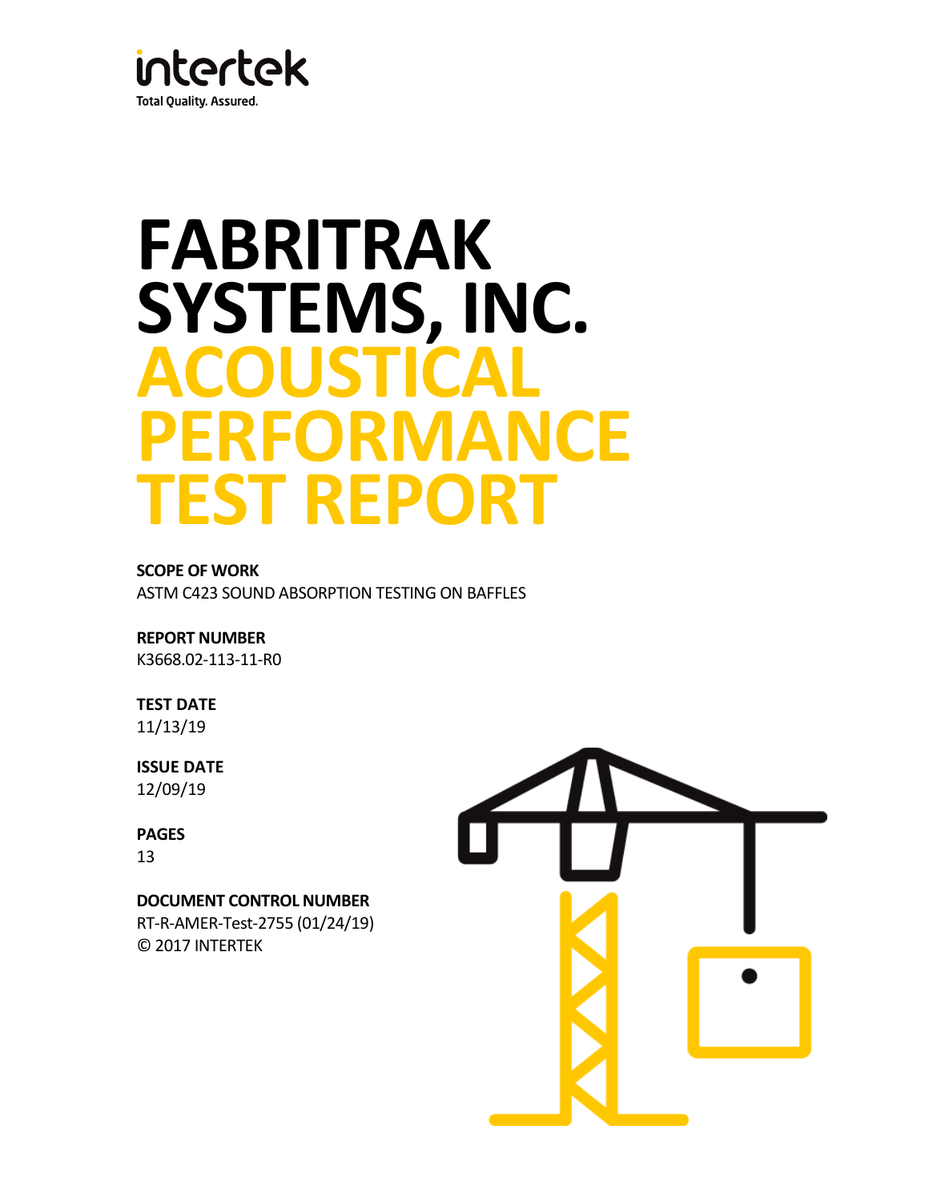intertek

Total Quality. Assured.

# FABRITRAK SYSTEMS, INC. ACOUSTICAL PERFORMANCE TEST REPORT

**SCOPE OF WORK**

ASTM C423 SOUND ABSORPTION TESTING ON BAFFLES

**REPORT NUMBER**

K3668.02-113-11-R0

**TEST DATE**

11/13/19

**ISSUE DATE**

12/09/19

**PAGES**

13

**DOCUMENT CONTROL NUMBER**

RT-R-AMER-Test-2755 (01/24/19)

© 2017 INTERTEK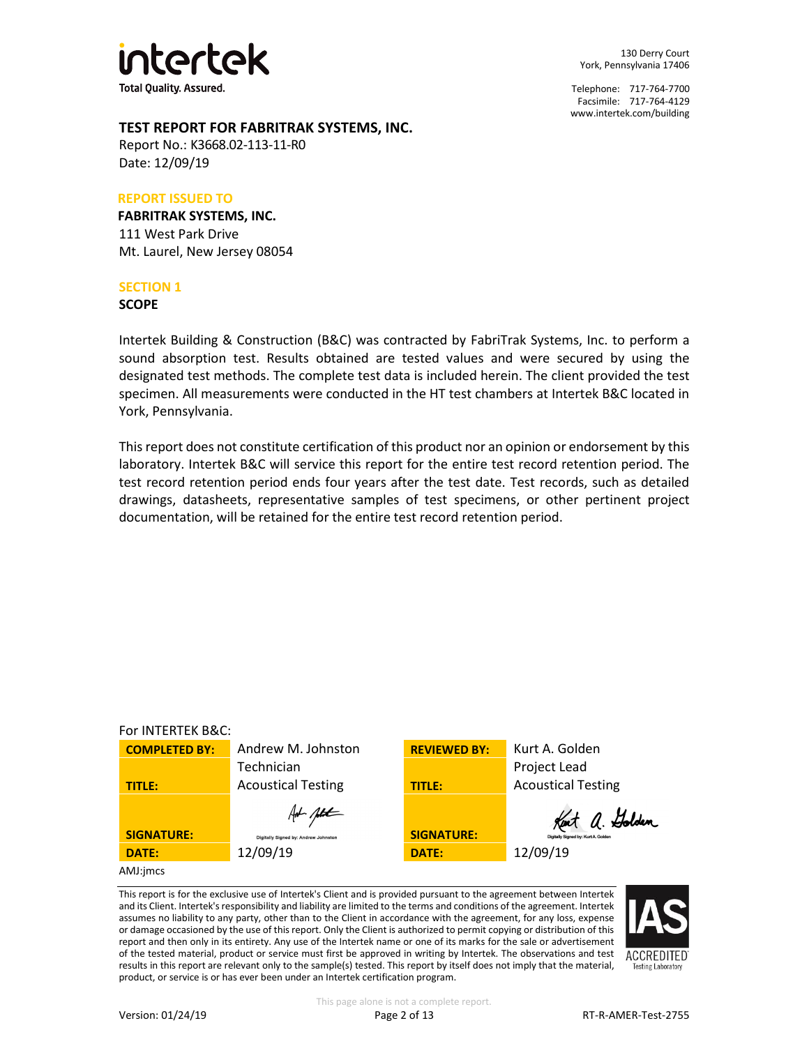intertek
Total Quality. Assured.

130 Derry Court
York, Pennsylvania 17406

Telephone: 717-764-7700
Facsimile: 717-764-4129
www.intertek.com/building

## TEST REPORT FOR FABRITRAK SYSTEMS, INC.

Report No.: K3668.02-113-11-R0
Date: 12/09/19

**REPORT ISSUED TO**

**FABRITRAK SYSTEMS, INC.**
111 West Park Drive
Mt. Laurel, New Jersey 08054

**SECTION 1**

**SCOPE**

Intertek Building & Construction (B&C) was contracted by FabriTrak Systems, Inc. to perform a sound absorption test. Results obtained are tested values and were secured by using the designated test methods. The complete test data is included herein. The client provided the test specimen. All measurements were conducted in the HT test chambers at Intertek B&C located in York, Pennsylvania.

This report does not constitute certification of this product nor an opinion or endorsement by this laboratory. Intertek B&C will service this report for the entire test record retention period. The test record retention period ends four years after the test date. Test records, such as detailed drawings, datasheets, representative samples of test specimens, or other pertinent project documentation, will be retained for the entire test record retention period.

For INTERTEK B&C:

| | | | |
|---|---|---|---|
| **COMPLETED BY:** | Andrew M. Johnston | **REVIEWED BY:** | Kurt A. Golden |
| **TITLE:** | Technician<br>Acoustical Testing | **TITLE:** | Project Lead<br>Acoustical Testing |
| **SIGNATURE:** | Digitally Signed by: Andrew Johnston | **SIGNATURE:** | Digitally Signed by: Kurt A. Golden |
| **DATE:** | 12/09/19 | **DATE:** | 12/09/19 |

AMJ:jmcs

This report is for the exclusive use of Intertek's Client and is provided pursuant to the agreement between Intertek and its Client. Intertek's responsibility and liability are limited to the terms and conditions of the agreement. Intertek assumes no liability to any party, other than to the Client in accordance with the agreement, for any loss, expense or damage occasioned by the use of this report. Only the Client is authorized to permit copying or distribution of this report and then only in its entirety. Any use of the Intertek name or one of its marks for the sale or advertisement of the tested material, product or service must first be approved in writing by Intertek. The observations and test results in this report are relevant only to the sample(s) tested. This report by itself does not imply that the material, product, or service is or has ever been under an Intertek certification program.

IAS ACCREDITED Testing Laboratory

This page alone is not a complete report.

Version: 01/24/19 RT-R-AMER-Test-2755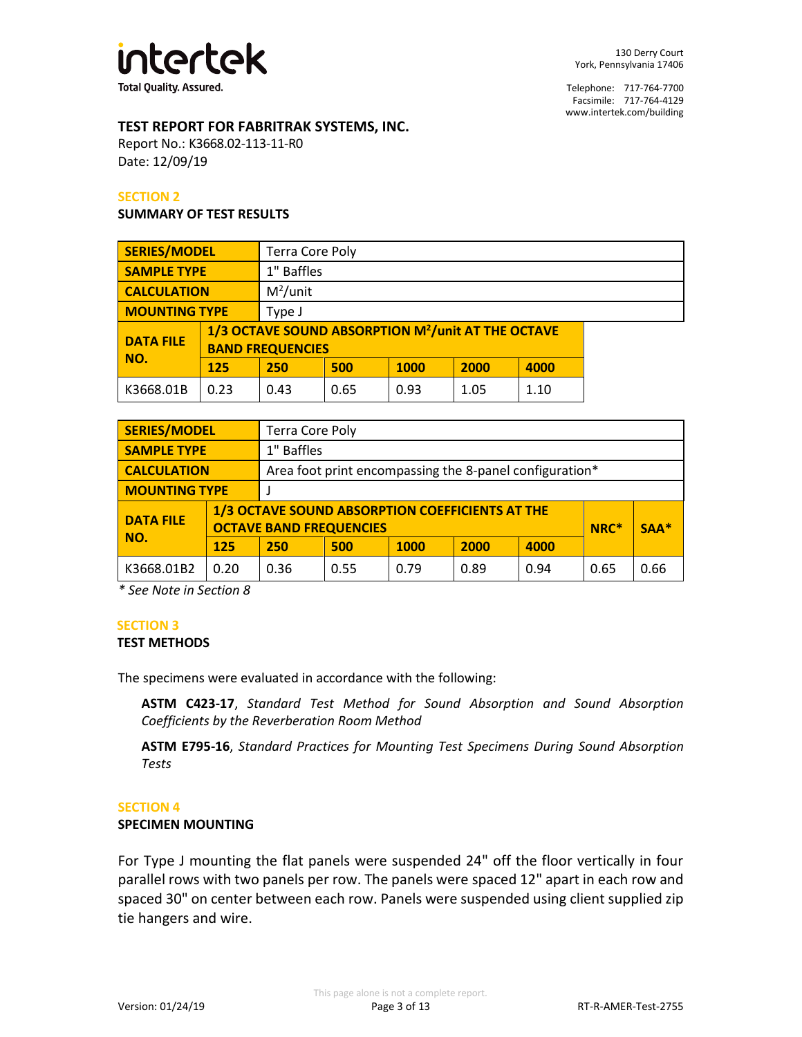## TEST REPORT FOR FABRITRAK SYSTEMS, INC.

Report No.: K3668.02-113-11-R0

Date: 12/09/19

### SECTION 2

**SUMMARY OF TEST RESULTS**

| **SERIES/MODEL** | Terra Core Poly | | | | | |
|---|---|---|---|---|---|---|
| **SAMPLE TYPE** | 1" Baffles | | | | | |
| **CALCULATION** | $M^2$/unit | | | | | |
| **MOUNTING TYPE** | Type J | | | | | |
| **DATA FILE NO.** | **1/3 OCTAVE SOUND ABSORPTION $M^2$/unit AT THE OCTAVE BAND FREQUENCIES** | | | | | |
| | **125** | **250** | **500** | **1000** | **2000** | **4000** |
| K3668.01B | 0.23 | 0.43 | 0.65 | 0.93 | 1.05 | 1.10 |

| **SERIES/MODEL** | Terra Core Poly | | | | | | | |
|---|---|---|---|---|---|---|---|---|
| **SAMPLE TYPE** | 1" Baffles | | | | | | | |
| **CALCULATION** | Area foot print encompassing the 8-panel configuration* | | | | | | | |
| **MOUNTING TYPE** | J | | | | | | | |
| **DATA FILE NO.** | **1/3 OCTAVE SOUND ABSORPTION COEFFICIENTS AT THE OCTAVE BAND FREQUENCIES** | | | | | | **NRC*** | **SAA*** |
| | **125** | **250** | **500** | **1000** | **2000** | **4000** | | |
| K3668.01B2 | 0.20 | 0.36 | 0.55 | 0.79 | 0.89 | 0.94 | 0.65 | 0.66 |

*\* See Note in Section 8*

### SECTION 3

**TEST METHODS**

The specimens were evaluated in accordance with the following:

> **ASTM C423-17**, *Standard Test Method for Sound Absorption and Sound Absorption Coefficients by the Reverberation Room Method*
>
> **ASTM E795-16**, *Standard Practices for Mounting Test Specimens During Sound Absorption Tests*

### SECTION 4

**SPECIMEN MOUNTING**

For Type J mounting the flat panels were suspended 24" off the floor vertically in four parallel rows with two panels per row. The panels were spaced 12" apart in each row and spaced 30" on center between each row. Panels were suspended using client supplied zip tie hangers and wire.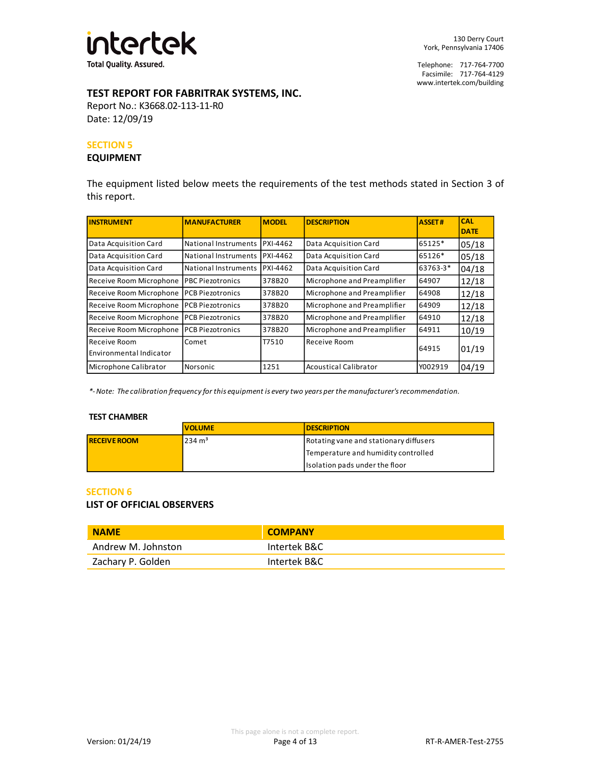# TEST REPORT FOR FABRITRAK SYSTEMS, INC.

Report No.: K3668.02-113-11-R0
Date: 12/09/19

## SECTION 5
### EQUIPMENT

The equipment listed below meets the requirements of the test methods stated in Section 3 of this report.

| INSTRUMENT | MANUFACTURER | MODEL | DESCRIPTION | ASSET # | CAL DATE |
|---|---|---|---|---|---|
| Data Acquisition Card | National Instruments | PXI-4462 | Data Acquisition Card | 65125* | 05/18 |
| Data Acquisition Card | National Instruments | PXI-4462 | Data Acquisition Card | 65126* | 05/18 |
| Data Acquisition Card | National Instruments | PXI-4462 | Data Acquisition Card | 63763-3* | 04/18 |
| Receive Room Microphone | PBC Piezotronics | 378B20 | Microphone and Preamplifier | 64907 | 12/18 |
| Receive Room Microphone | PCB Piezotronics | 378B20 | Microphone and Preamplifier | 64908 | 12/18 |
| Receive Room Microphone | PCB Piezotronics | 378B20 | Microphone and Preamplifier | 64909 | 12/18 |
| Receive Room Microphone | PCB Piezotronics | 378B20 | Microphone and Preamplifier | 64910 | 12/18 |
| Receive Room Microphone | PCB Piezotronics | 378B20 | Microphone and Preamplifier | 64911 | 10/19 |
| Receive Room Environmental Indicator | Comet | T7510 | Receive Room | 64915 | 01/19 |
| Microphone Calibrator | Norsonic | 1251 | Acoustical Calibrator | Y002919 | 04/19 |

*\*- Note: The calibration frequency for this equipment is every two years per the manufacturer's recommendation.*

**TEST CHAMBER**

| | VOLUME | DESCRIPTION |
|---|---|---|
| **RECEIVE ROOM** | 234 m³ | Rotating vane and stationary diffusers<br>Temperature and humidity controlled<br>Isolation pads under the floor |

## SECTION 6
### LIST OF OFFICIAL OBSERVERS

| NAME | COMPANY |
|---|---|
| Andrew M. Johnston | Intertek B&C |
| Zachary P. Golden | Intertek B&C |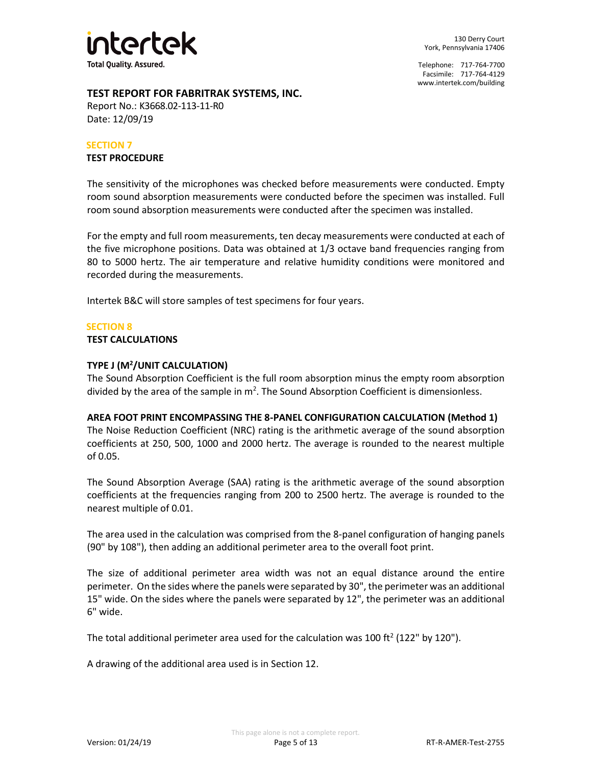## TEST REPORT FOR FABRITRAK SYSTEMS, INC.

Report No.: K3668.02-113-11-R0
Date: 12/09/19

## SECTION 7

### TEST PROCEDURE

The sensitivity of the microphones was checked before measurements were conducted. Empty room sound absorption measurements were conducted before the specimen was installed. Full room sound absorption measurements were conducted after the specimen was installed.

For the empty and full room measurements, ten decay measurements were conducted at each of the five microphone positions. Data was obtained at 1/3 octave band frequencies ranging from 80 to 5000 hertz. The air temperature and relative humidity conditions were monitored and recorded during the measurements.

Intertek B&C will store samples of test specimens for four years.

## SECTION 8

### TEST CALCULATIONS

**TYPE J ($M^2$/UNIT CALCULATION)**

The Sound Absorption Coefficient is the full room absorption minus the empty room absorption divided by the area of the sample in $m^2$. The Sound Absorption Coefficient is dimensionless.

**AREA FOOT PRINT ENCOMPASSING THE 8-PANEL CONFIGURATION CALCULATION (Method 1)**

The Noise Reduction Coefficient (NRC) rating is the arithmetic average of the sound absorption coefficients at 250, 500, 1000 and 2000 hertz. The average is rounded to the nearest multiple of 0.05.

The Sound Absorption Average (SAA) rating is the arithmetic average of the sound absorption coefficients at the frequencies ranging from 200 to 2500 hertz. The average is rounded to the nearest multiple of 0.01.

The area used in the calculation was comprised from the 8-panel configuration of hanging panels (90" by 108"), then adding an additional perimeter area to the overall foot print.

The size of additional perimeter area width was not an equal distance around the entire perimeter. On the sides where the panels were separated by 30", the perimeter was an additional 15" wide. On the sides where the panels were separated by 12", the perimeter was an additional 6" wide.

The total additional perimeter area used for the calculation was 100 $ft^2$ (122" by 120").

A drawing of the additional area used is in Section 12.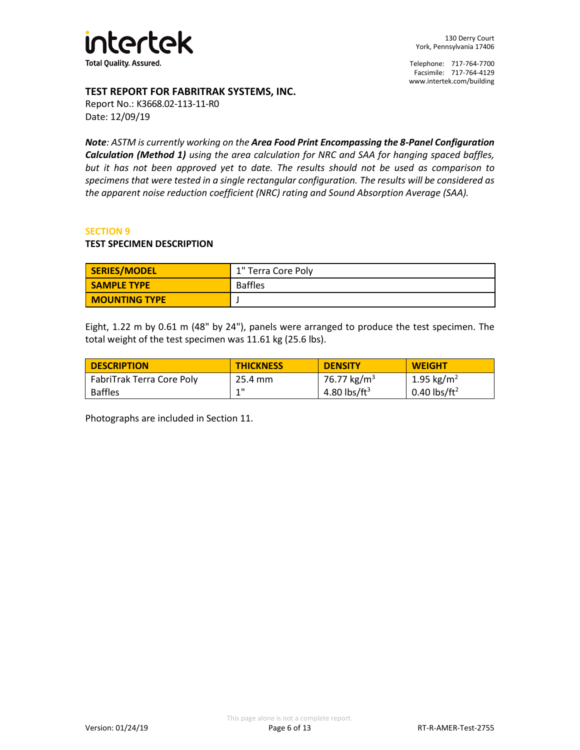**TEST REPORT FOR FABRITRAK SYSTEMS, INC.**
Report No.: K3668.02-113-11-R0
Date: 12/09/19

***Note**: ASTM is currently working on the **Area Food Print Encompassing the 8-Panel Configuration Calculation (Method 1)** using the area calculation for NRC and SAA for hanging spaced baffles, but it has not been approved yet to date. The results should not be used as comparison to specimens that were tested in a single rectangular configuration. The results will be considered as the apparent noise reduction coefficient (NRC) rating and Sound Absorption Average (SAA).*

## SECTION 9

### TEST SPECIMEN DESCRIPTION

| SERIES/MODEL | 1" Terra Core Poly |
|---|---|
| **SAMPLE TYPE** | Baffles |
| **MOUNTING TYPE** | J |

Eight, 1.22 m by 0.61 m (48" by 24"), panels were arranged to produce the test specimen. The total weight of the test specimen was 11.61 kg (25.6 lbs).

| DESCRIPTION | THICKNESS | DENSITY | WEIGHT |
|---|---|---|---|
| FabriTrak Terra Core Poly Baffles | 25.4 mm<br>1" | 76.77 kg/m$^3$<br>4.80 lbs/ft$^3$ | 1.95 kg/m$^2$<br>0.40 lbs/ft$^2$ |

Photographs are included in Section 11.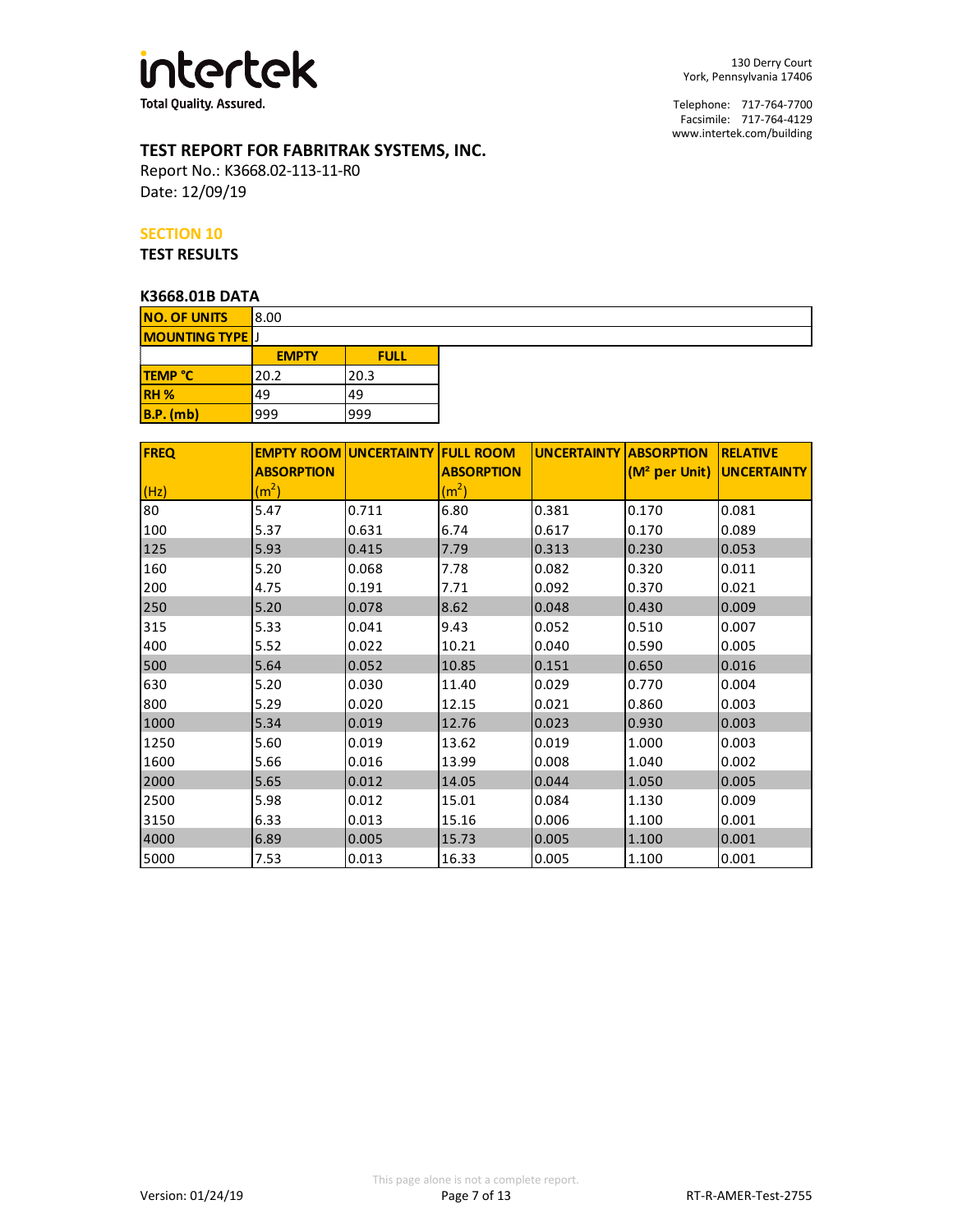## TEST REPORT FOR FABRITRAK SYSTEMS, INC.

Report No.: K3668.02-113-11-R0

Date: 12/09/19

### SECTION 10

### TEST RESULTS

#### K3668.01B DATA

| NO. OF UNITS | 8.00 |
|---|---|
| MOUNTING TYPE | J |

| | EMPTY | FULL |
|---|---|---|
| TEMP °C | 20.2 | 20.3 |
| RH % | 49 | 49 |
| B.P. (mb) | 999 | 999 |

| FREQ (Hz) | EMPTY ROOM ABSORPTION ($m^2$) | UNCERTAINTY | FULL ROOM ABSORPTION ($m^2$) | UNCERTAINTY | ABSORPTION ($M^2$ per Unit) | RELATIVE UNCERTAINTY |
|---|---|---|---|---|---|---|
| 80 | 5.47 | 0.711 | 6.80 | 0.381 | 0.170 | 0.081 |
| 100 | 5.37 | 0.631 | 6.74 | 0.617 | 0.170 | 0.089 |
| 125 | 5.93 | 0.415 | 7.79 | 0.313 | 0.230 | 0.053 |
| 160 | 5.20 | 0.068 | 7.78 | 0.082 | 0.320 | 0.011 |
| 200 | 4.75 | 0.191 | 7.71 | 0.092 | 0.370 | 0.021 |
| 250 | 5.20 | 0.078 | 8.62 | 0.048 | 0.430 | 0.009 |
| 315 | 5.33 | 0.041 | 9.43 | 0.052 | 0.510 | 0.007 |
| 400 | 5.52 | 0.022 | 10.21 | 0.040 | 0.590 | 0.005 |
| 500 | 5.64 | 0.052 | 10.85 | 0.151 | 0.650 | 0.016 |
| 630 | 5.20 | 0.030 | 11.40 | 0.029 | 0.770 | 0.004 |
| 800 | 5.29 | 0.020 | 12.15 | 0.021 | 0.860 | 0.003 |
| 1000 | 5.34 | 0.019 | 12.76 | 0.023 | 0.930 | 0.003 |
| 1250 | 5.60 | 0.019 | 13.62 | 0.019 | 1.000 | 0.003 |
| 1600 | 5.66 | 0.016 | 13.99 | 0.008 | 1.040 | 0.002 |
| 2000 | 5.65 | 0.012 | 14.05 | 0.044 | 1.050 | 0.005 |
| 2500 | 5.98 | 0.012 | 15.01 | 0.084 | 1.130 | 0.009 |
| 3150 | 6.33 | 0.013 | 15.16 | 0.006 | 1.100 | 0.001 |
| 4000 | 6.89 | 0.005 | 15.73 | 0.005 | 1.100 | 0.001 |
| 5000 | 7.53 | 0.013 | 16.33 | 0.005 | 1.100 | 0.001 |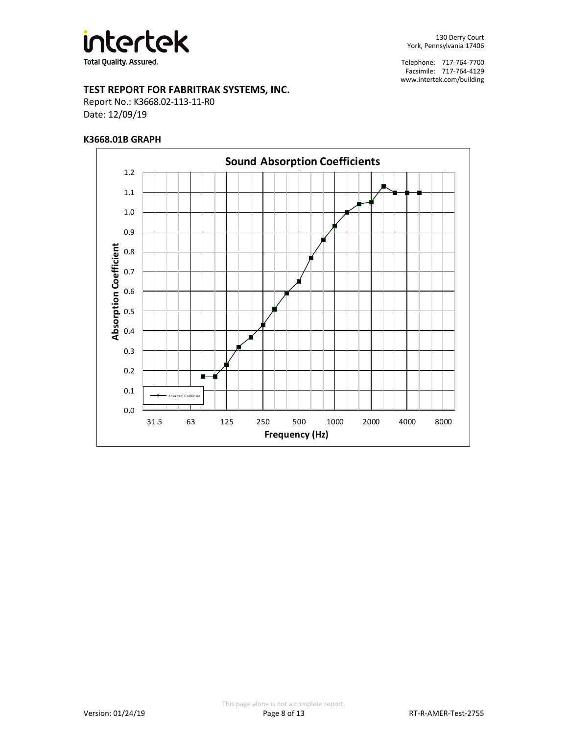# TEST REPORT FOR FABRITRAK SYSTEMS, INC.

Report No.: K3668.02-113-11-R0
Date: 12/09/19

## K3668.01B GRAPH

**Sound Absorption Coefficients**

Absorption Coefficient

Frequency (Hz)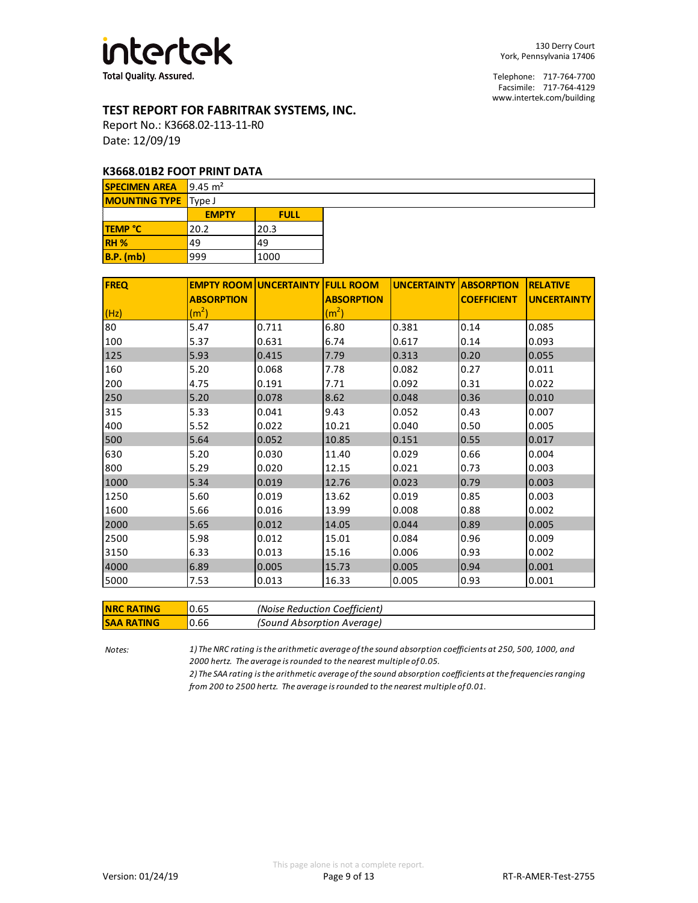## TEST REPORT FOR FABRITRAK SYSTEMS, INC.

Report No.: K3668.02-113-11-R0
Date: 12/09/19

### K3668.01B2 FOOT PRINT DATA

| SPECIMEN AREA | 9.45 m² |
|---|---|
| MOUNTING TYPE | Type J |

| | EMPTY | FULL |
|---|---|---|
| TEMP °C | 20.2 | 20.3 |
| RH % | 49 | 49 |
| B.P. (mb) | 999 | 1000 |

| FREQ (Hz) | EMPTY ROOM ABSORPTION ($m^2$) | UNCERTAINTY | FULL ROOM ABSORPTION ($m^2$) | UNCERTAINTY | ABSORPTION COEFFICIENT | RELATIVE UNCERTAINTY |
|---|---|---|---|---|---|---|
| 80 | 5.47 | 0.711 | 6.80 | 0.381 | 0.14 | 0.085 |
| 100 | 5.37 | 0.631 | 6.74 | 0.617 | 0.14 | 0.093 |
| 125 | 5.93 | 0.415 | 7.79 | 0.313 | 0.20 | 0.055 |
| 160 | 5.20 | 0.068 | 7.78 | 0.082 | 0.27 | 0.011 |
| 200 | 4.75 | 0.191 | 7.71 | 0.092 | 0.31 | 0.022 |
| 250 | 5.20 | 0.078 | 8.62 | 0.048 | 0.36 | 0.010 |
| 315 | 5.33 | 0.041 | 9.43 | 0.052 | 0.43 | 0.007 |
| 400 | 5.52 | 0.022 | 10.21 | 0.040 | 0.50 | 0.005 |
| 500 | 5.64 | 0.052 | 10.85 | 0.151 | 0.55 | 0.017 |
| 630 | 5.20 | 0.030 | 11.40 | 0.029 | 0.66 | 0.004 |
| 800 | 5.29 | 0.020 | 12.15 | 0.021 | 0.73 | 0.003 |
| 1000 | 5.34 | 0.019 | 12.76 | 0.023 | 0.79 | 0.003 |
| 1250 | 5.60 | 0.019 | 13.62 | 0.019 | 0.85 | 0.003 |
| 1600 | 5.66 | 0.016 | 13.99 | 0.008 | 0.88 | 0.002 |
| 2000 | 5.65 | 0.012 | 14.05 | 0.044 | 0.89 | 0.005 |
| 2500 | 5.98 | 0.012 | 15.01 | 0.084 | 0.96 | 0.009 |
| 3150 | 6.33 | 0.013 | 15.16 | 0.006 | 0.93 | 0.002 |
| 4000 | 6.89 | 0.005 | 15.73 | 0.005 | 0.94 | 0.001 |
| 5000 | 7.53 | 0.013 | 16.33 | 0.005 | 0.93 | 0.001 |

| NRC RATING | 0.65 | *(Noise Reduction Coefficient)* |
|---|---|---|
| SAA RATING | 0.66 | *(Sound Absorption Average)* |

*Notes:*

*1) The NRC rating is the arithmetic average of the sound absorption coefficients at 250, 500, 1000, and 2000 hertz. The average is rounded to the nearest multiple of 0.05.*

*2) The SAA rating is the arithmetic average of the sound absorption coefficients at the frequencies ranging from 200 to 2500 hertz. The average is rounded to the nearest multiple of 0.01.*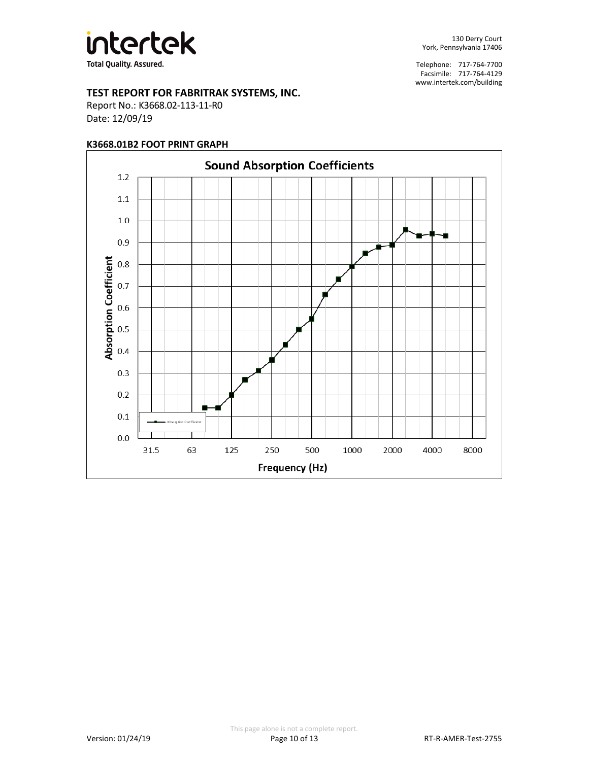**TEST REPORT FOR FABRITRAK SYSTEMS, INC.**

Report No.: K3668.02-113-11-R0

Date: 12/09/19

**K3668.01B2 FOOT PRINT GRAPH**

**Sound Absorption Coefficients**

Absorption Coefficient

Frequency (Hz)

31.5 63 125 250 500 1000 2000 4000 8000

This page alone is not a complete report.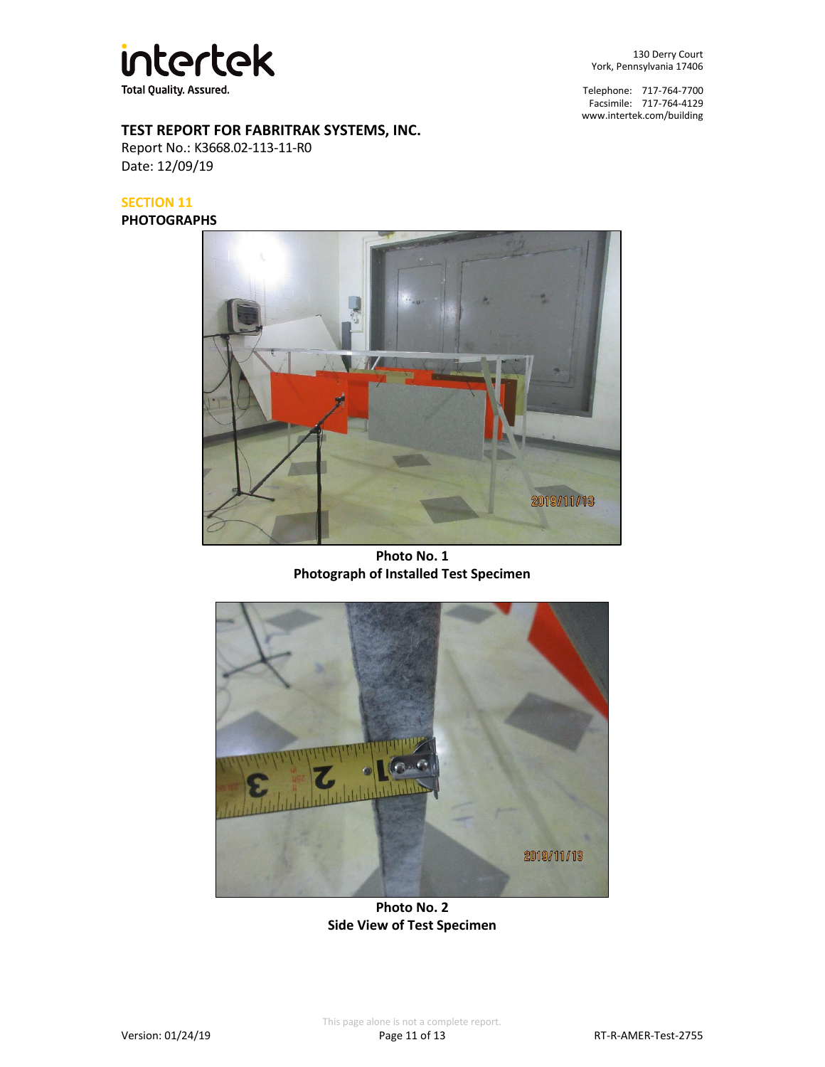**intertek**
**Total Quality. Assured.**

130 Derry Court
York, Pennsylvania 17406

Telephone: 717-764-7700
Facsimile: 717-764-4129
www.intertek.com/building

**TEST REPORT FOR FABRITRAK SYSTEMS, INC.**
Report No.: K3668.02-113-11-R0
Date: 12/09/19

## SECTION 11

## PHOTOGRAPHS

**Photo No. 1**
**Photograph of Installed Test Specimen**

**Photo No. 2**
**Side View of Test Specimen**

This page alone is not a complete report.

Version: 01/24/19

RT-R-AMER-Test-2755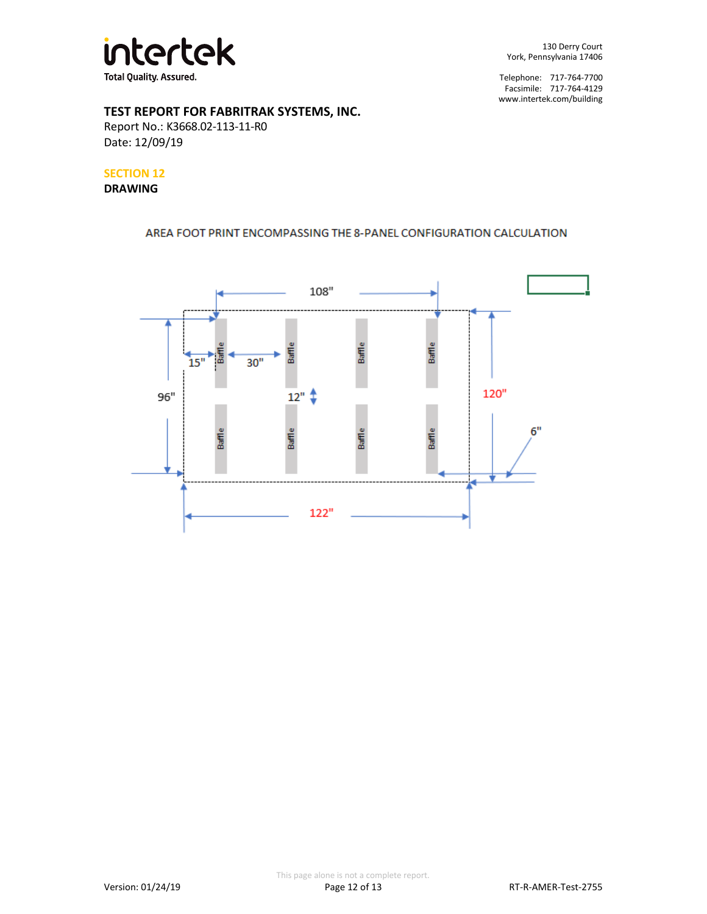## SECTION 12

**DRAWING**

AREA FOOT PRINT ENCOMPASSING THE 8-PANEL CONFIGURATION CALCULATION

108"

15" 30"

12"

96"

120"

6"

122"

Baffle Baffle Baffle Baffle

Baffle Baffle Baffle Baffle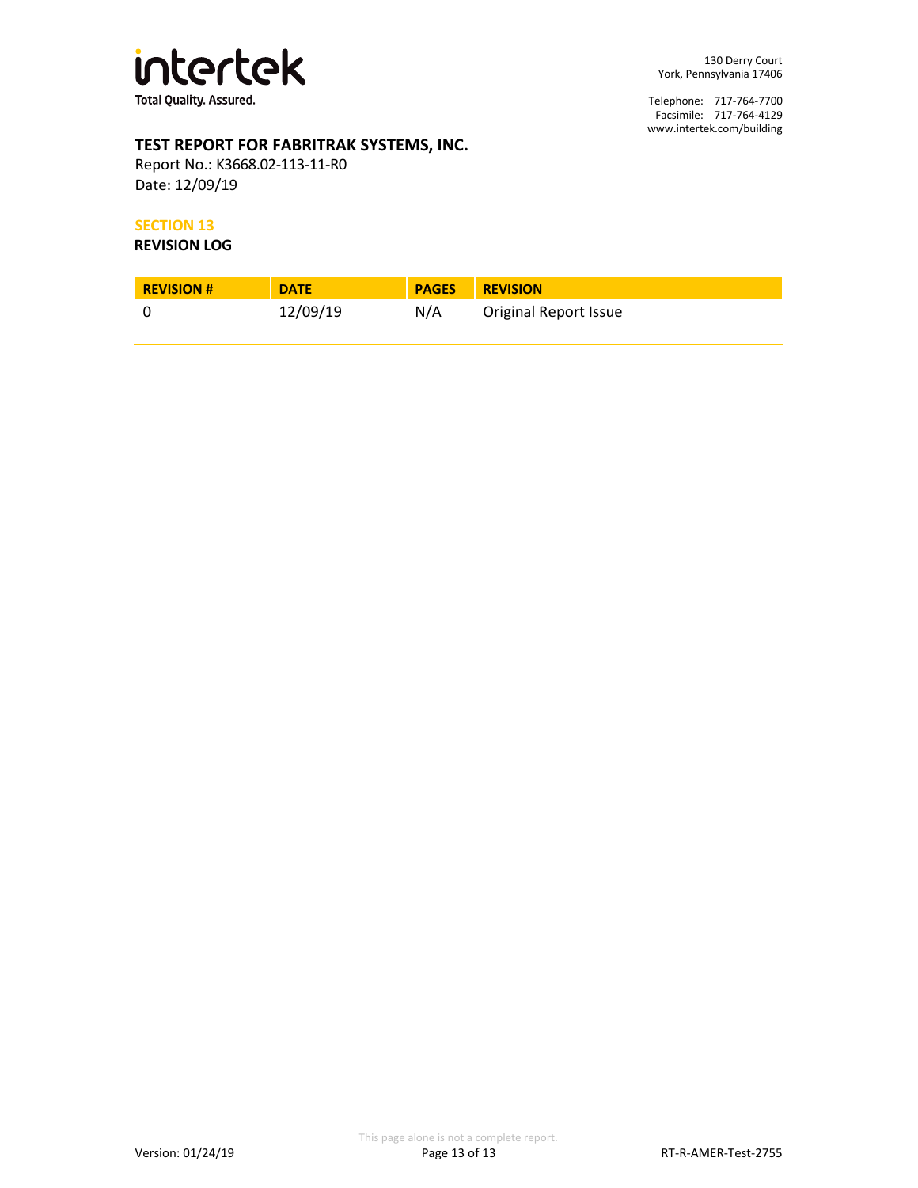## SECTION 13

## REVISION LOG

| REVISION # | DATE | PAGES | REVISION |
| --- | --- | --- | --- |
| 0 | 12/09/19 | N/A | Original Report Issue |